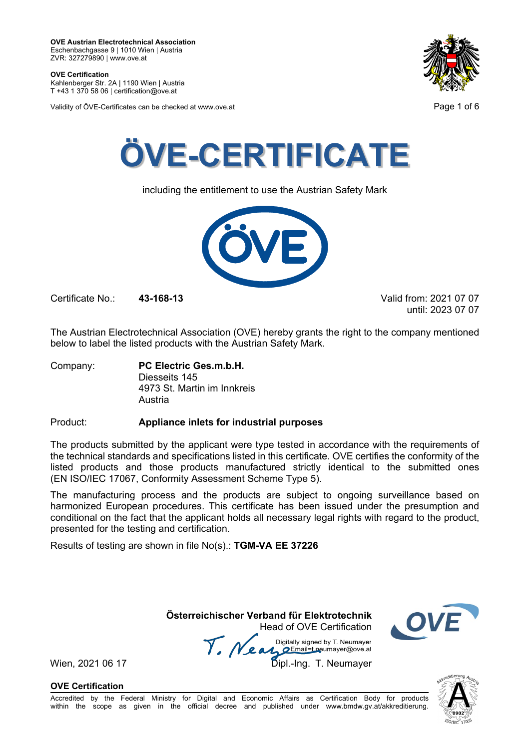**OVE Austrian Electrotechnical Association**
Eschenbachgasse 9 | 1010 Wien | Austria
ZVR: 327279890 | www.ove.at

**OVE Certification**
Kahlenberger Str. 2A | 1190 Wien | Austria
T +43 1 370 58 06 | certification@ove.at

Validity of ÖVE-Certificates can be checked at www.ove.at

# ÖVE-CERTIFICATE

including the entitlement to use the Austrian Safety Mark

Certificate No.: **43-168-13**

Valid from: 2021 07 07
until: 2023 07 07

The Austrian Electrotechnical Association (OVE) hereby grants the right to the company mentioned below to label the listed products with the Austrian Safety Mark.

Company: **PC Electric Ges.m.b.H.**
Diesseits 145
4973 St. Martin im Innkreis
Austria

Product: **Appliance inlets for industrial purposes**

The products submitted by the applicant were type tested in accordance with the requirements of the technical standards and specifications listed in this certificate. OVE certifies the conformity of the listed products and those products manufactured strictly identical to the submitted ones (EN ISO/IEC 17067, Conformity Assessment Scheme Type 5).

The manufacturing process and the products are subject to ongoing surveillance based on harmonized European procedures. This certificate has been issued under the presumption and conditional on the fact that the applicant holds all necessary legal rights with regard to the product, presented for the testing and certification.

Results of testing are shown in file No(s).: **TGM-VA EE 37226**

**Österreichischer Verband für Elektrotechnik**
Head of OVE Certification

Digitally signed by T. Neumayer
Email=t.neumayer@ove.at

Wien, 2021 06 17

Dipl.-Ing. T. Neumayer

**OVE Certification**

Accredited by the Federal Ministry for Digital and Economic Affairs as Certification Body for products within the scope as given in the official decree and published under www.bmdw.gv.at/akkreditierung.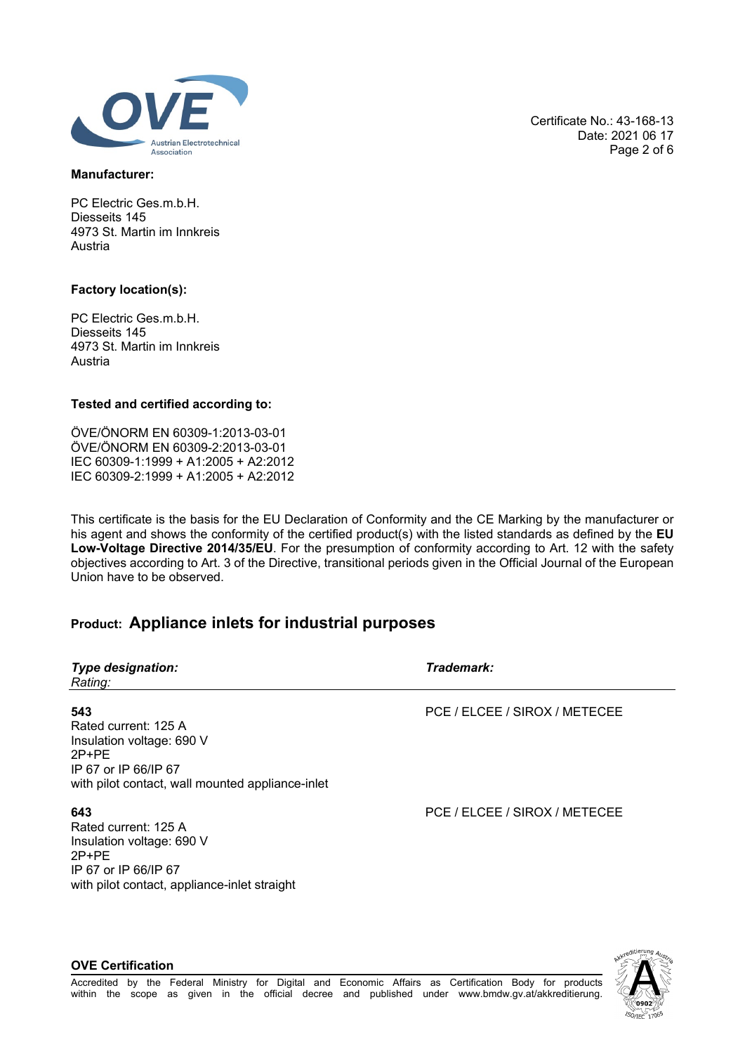Certificate No.: 43-168-13
Date: 2021 06 17

**Manufacturer:**

PC Electric Ges.m.b.H.
Diesseits 145
4973 St. Martin im Innkreis
Austria

**Factory location(s):**

PC Electric Ges.m.b.H.
Diesseits 145
4973 St. Martin im Innkreis
Austria

**Tested and certified according to:**

ÖVE/ÖNORM EN 60309-1:2013-03-01
ÖVE/ÖNORM EN 60309-2:2013-03-01
IEC 60309-1:1999 + A1:2005 + A2:2012
IEC 60309-2:1999 + A1:2005 + A2:2012

This certificate is the basis for the EU Declaration of Conformity and the CE Marking by the manufacturer or his agent and shows the conformity of the certified product(s) with the listed standards as defined by the **EU Low-Voltage Directive 2014/35/EU**. For the presumption of conformity according to Art. 12 with the safety objectives according to Art. 3 of the Directive, transitional periods given in the Official Journal of the European Union have to be observed.

## Product: Appliance inlets for industrial purposes

| ***Type designation:*** *Rating:* | ***Trademark:*** |
|---|---|
| **543** Rated current: 125 A Insulation voltage: 690 V 2P+PE IP 67 or IP 66/IP 67 with pilot contact, wall mounted appliance-inlet | PCE / ELCEE / SIROX / METECEE |
| **643** Rated current: 125 A Insulation voltage: 690 V 2P+PE IP 67 or IP 66/IP 67 with pilot contact, appliance-inlet straight | PCE / ELCEE / SIROX / METECEE |

**OVE Certification**

Accredited by the Federal Ministry for Digital and Economic Affairs as Certification Body for products within the scope as given in the official decree and published under www.bmdw.gv.at/akkreditierung.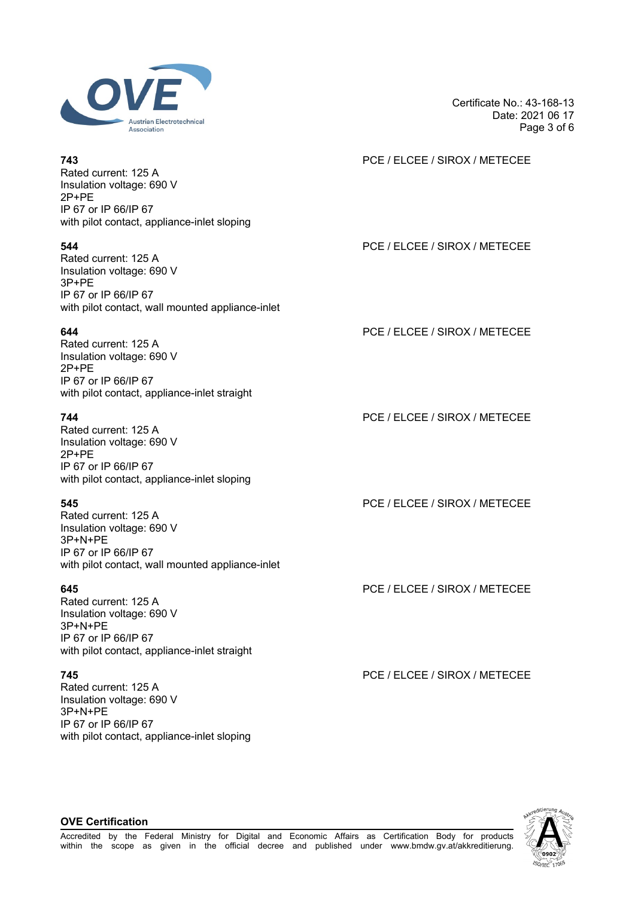**743** PCE / ELCEE / SIROX / METECEE

Rated current: 125 A
Insulation voltage: 690 V
2P+PE
IP 67 or IP 66/IP 67
with pilot contact, appliance-inlet sloping

**544** PCE / ELCEE / SIROX / METECEE

Rated current: 125 A
Insulation voltage: 690 V
3P+PE
IP 67 or IP 66/IP 67
with pilot contact, wall mounted appliance-inlet

**644** PCE / ELCEE / SIROX / METECEE

Rated current: 125 A
Insulation voltage: 690 V
2P+PE
IP 67 or IP 66/IP 67
with pilot contact, appliance-inlet straight

**744** PCE / ELCEE / SIROX / METECEE

Rated current: 125 A
Insulation voltage: 690 V
2P+PE
IP 67 or IP 66/IP 67
with pilot contact, appliance-inlet sloping

**545** PCE / ELCEE / SIROX / METECEE

Rated current: 125 A
Insulation voltage: 690 V
3P+N+PE
IP 67 or IP 66/IP 67
with pilot contact, wall mounted appliance-inlet

**645** PCE / ELCEE / SIROX / METECEE

Rated current: 125 A
Insulation voltage: 690 V
3P+N+PE
IP 67 or IP 66/IP 67
with pilot contact, appliance-inlet straight

**745** PCE / ELCEE / SIROX / METECEE

Rated current: 125 A
Insulation voltage: 690 V
3P+N+PE
IP 67 or IP 66/IP 67
with pilot contact, appliance-inlet sloping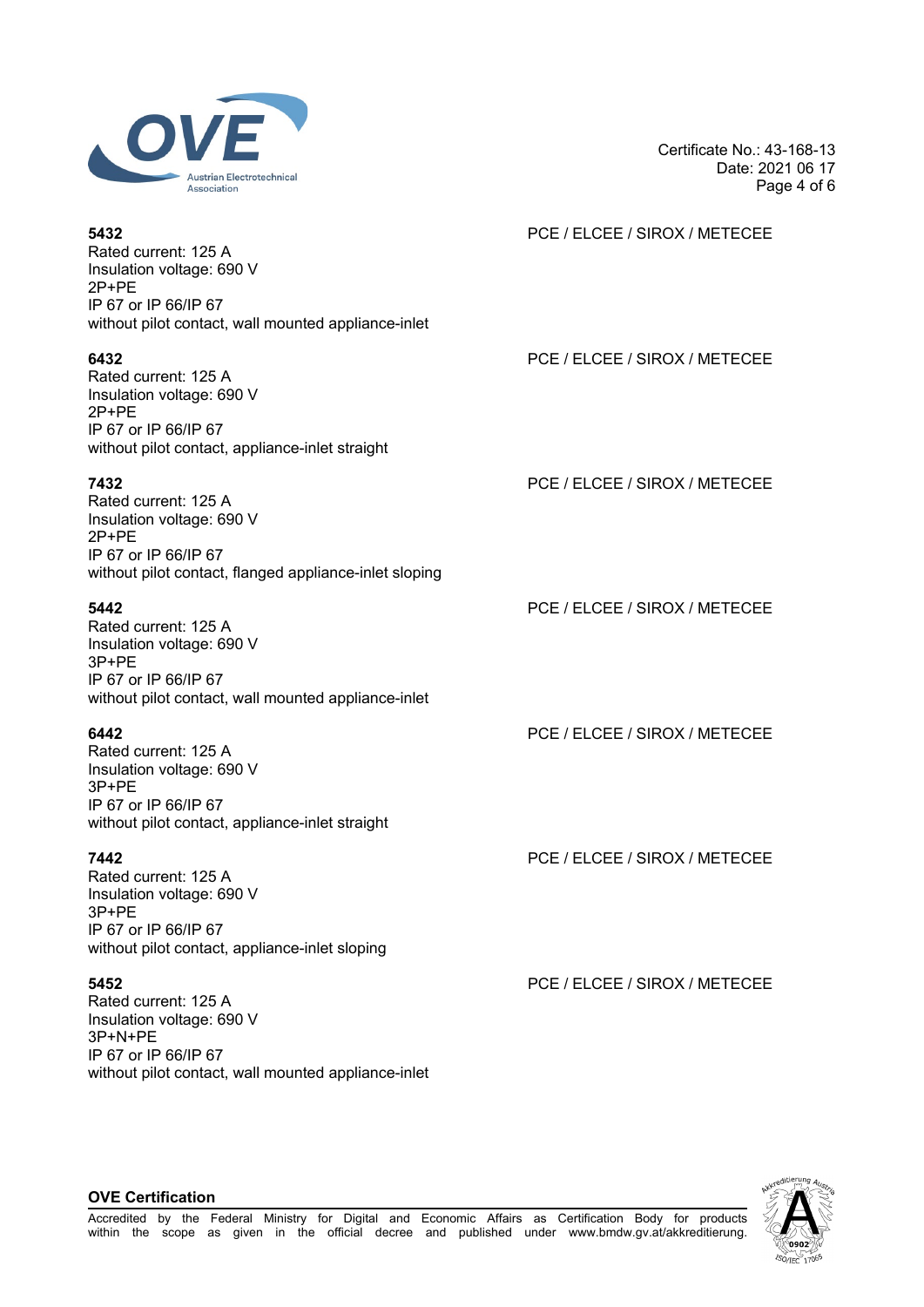**5432** PCE / ELCEE / SIROX / METECEE

Rated current: 125 A
Insulation voltage: 690 V
2P+PE
IP 67 or IP 66/IP 67
without pilot contact, wall mounted appliance-inlet

**6432** PCE / ELCEE / SIROX / METECEE

Rated current: 125 A
Insulation voltage: 690 V
2P+PE
IP 67 or IP 66/IP 67
without pilot contact, appliance-inlet straight

**7432** PCE / ELCEE / SIROX / METECEE

Rated current: 125 A
Insulation voltage: 690 V
2P+PE
IP 67 or IP 66/IP 67
without pilot contact, flanged appliance-inlet sloping

**5442** PCE / ELCEE / SIROX / METECEE

Rated current: 125 A
Insulation voltage: 690 V
3P+PE
IP 67 or IP 66/IP 67
without pilot contact, wall mounted appliance-inlet

**6442** PCE / ELCEE / SIROX / METECEE

Rated current: 125 A
Insulation voltage: 690 V
3P+PE
IP 67 or IP 66/IP 67
without pilot contact, appliance-inlet straight

**7442** PCE / ELCEE / SIROX / METECEE

Rated current: 125 A
Insulation voltage: 690 V
3P+PE
IP 67 or IP 66/IP 67
without pilot contact, appliance-inlet sloping

**5452** PCE / ELCEE / SIROX / METECEE

Rated current: 125 A
Insulation voltage: 690 V
3P+N+PE
IP 67 or IP 66/IP 67
without pilot contact, wall mounted appliance-inlet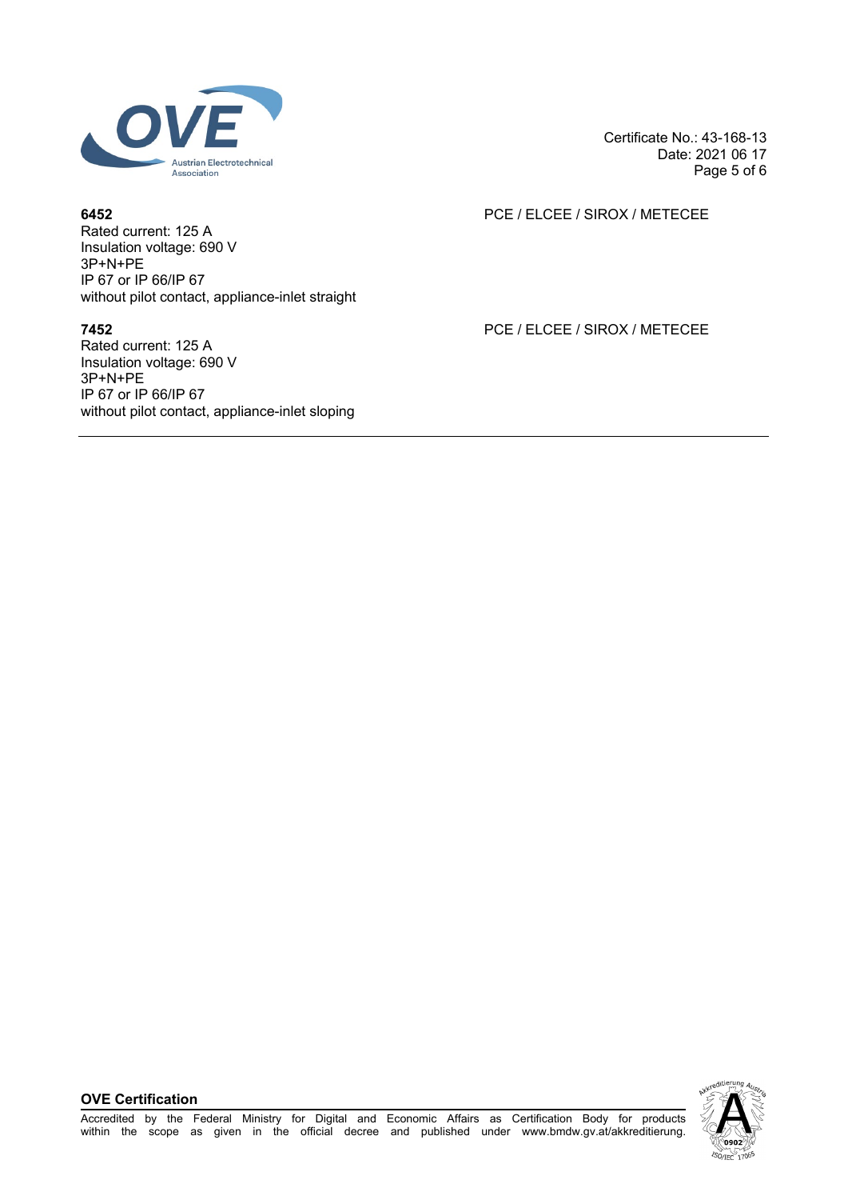**6452** PCE / ELCEE / SIROX / METECEE

Rated current: 125 A
Insulation voltage: 690 V
3P+N+PE
IP 67 or IP 66/IP 67
without pilot contact, appliance-inlet straight

**7452** PCE / ELCEE / SIROX / METECEE

Rated current: 125 A
Insulation voltage: 690 V
3P+N+PE
IP 67 or IP 66/IP 67
without pilot contact, appliance-inlet sloping

---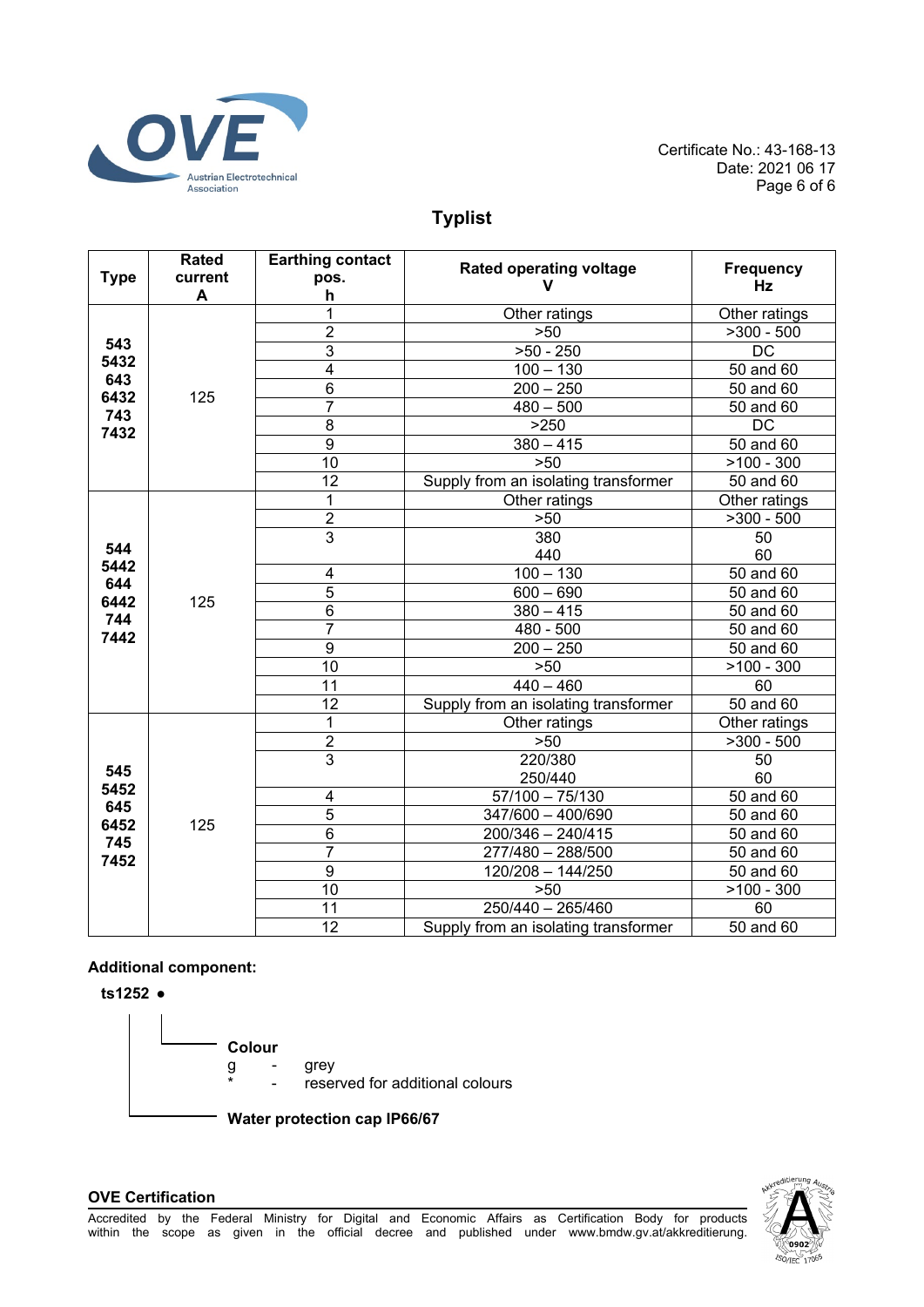Certificate No.: 43-168-13
Date: 2021 06 17

## Typlist

| Type | Rated current A | Earthing contact pos. h | Rated operating voltage V | Frequency Hz |
|---|---|---|---|---|
| 543<br>5432<br>643<br>6432<br>743<br>7432 | 125 | 1 | Other ratings | Other ratings |
| | | 2 | >50 | >300 - 500 |
| | | 3 | >50 - 250 | DC |
| | | 4 | 100 – 130 | 50 and 60 |
| | | 6 | 200 – 250 | 50 and 60 |
| | | 7 | 480 – 500 | 50 and 60 |
| | | 8 | >250 | DC |
| | | 9 | 380 – 415 | 50 and 60 |
| | | 10 | >50 | >100 - 300 |
| | | 12 | Supply from an isolating transformer | 50 and 60 |
| 544<br>5442<br>644<br>6442<br>744<br>7442 | 125 | 1 | Other ratings | Other ratings |
| | | 2 | >50 | >300 - 500 |
| | | 3 | 380<br>440 | 50<br>60 |
| | | 4 | 100 – 130 | 50 and 60 |
| | | 5 | 600 – 690 | 50 and 60 |
| | | 6 | 380 – 415 | 50 and 60 |
| | | 7 | 480 - 500 | 50 and 60 |
| | | 9 | 200 – 250 | 50 and 60 |
| | | 10 | >50 | >100 - 300 |
| | | 11 | 440 – 460 | 60 |
| | | 12 | Supply from an isolating transformer | 50 and 60 |
| 545<br>5452<br>645<br>6452<br>745<br>7452 | 125 | 1 | Other ratings | Other ratings |
| | | 2 | >50 | >300 - 500 |
| | | 3 | 220/380<br>250/440 | 50<br>60 |
| | | 4 | 57/100 – 75/130 | 50 and 60 |
| | | 5 | 347/600 – 400/690 | 50 and 60 |
| | | 6 | 200/346 – 240/415 | 50 and 60 |
| | | 7 | 277/480 – 288/500 | 50 and 60 |
| | | 9 | 120/208 – 144/250 | 50 and 60 |
| | | 10 | >50 | >100 - 300 |
| | | 11 | 250/440 – 265/460 | 60 |
| | | 12 | Supply from an isolating transformer | 50 and 60 |

**Additional component:**

**ts1252 ●**

**Colour**

g - grey

* - reserved for additional colours

**Water protection cap IP66/67**

**OVE Certification**

Accredited by the Federal Ministry for Digital and Economic Affairs as Certification Body for products within the scope as given in the official decree and published under www.bmdw.gv.at/akkreditierung.